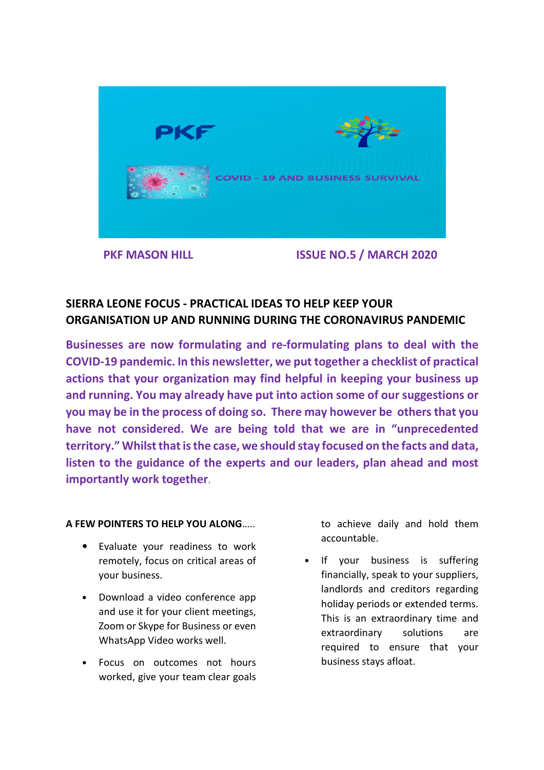PKF

COVID - 19 AND BUSINESS SURVIVAL

**PKF MASON HILL** **ISSUE NO.5 / MARCH 2020**

## SIERRA LEONE FOCUS - PRACTICAL IDEAS TO HELP KEEP YOUR ORGANISATION UP AND RUNNING DURING THE CORONAVIRUS PANDEMIC

**Businesses are now formulating and re-formulating plans to deal with the COVID-19 pandemic. In this newsletter, we put together a checklist of practical actions that your organization may find helpful in keeping your business up and running. You may already have put into action some of our suggestions or you may be in the process of doing so. There may however be others that you have not considered. We are being told that we are in "unprecedented territory." Whilst that is the case, we should stay focused on the facts and data, listen to the guidance of the experts and our leaders, plan ahead and most importantly work together.**

**A FEW POINTERS TO HELP YOU ALONG…..**

- Evaluate your readiness to work remotely, focus on critical areas of your business.
- Download a video conference app and use it for your client meetings, Zoom or Skype for Business or even WhatsApp Video works well.
- Focus on outcomes not hours worked, give your team clear goals to achieve daily and hold them accountable.
- If your business is suffering financially, speak to your suppliers, landlords and creditors regarding holiday periods or extended terms. This is an extraordinary time and extraordinary solutions are required to ensure that your business stays afloat.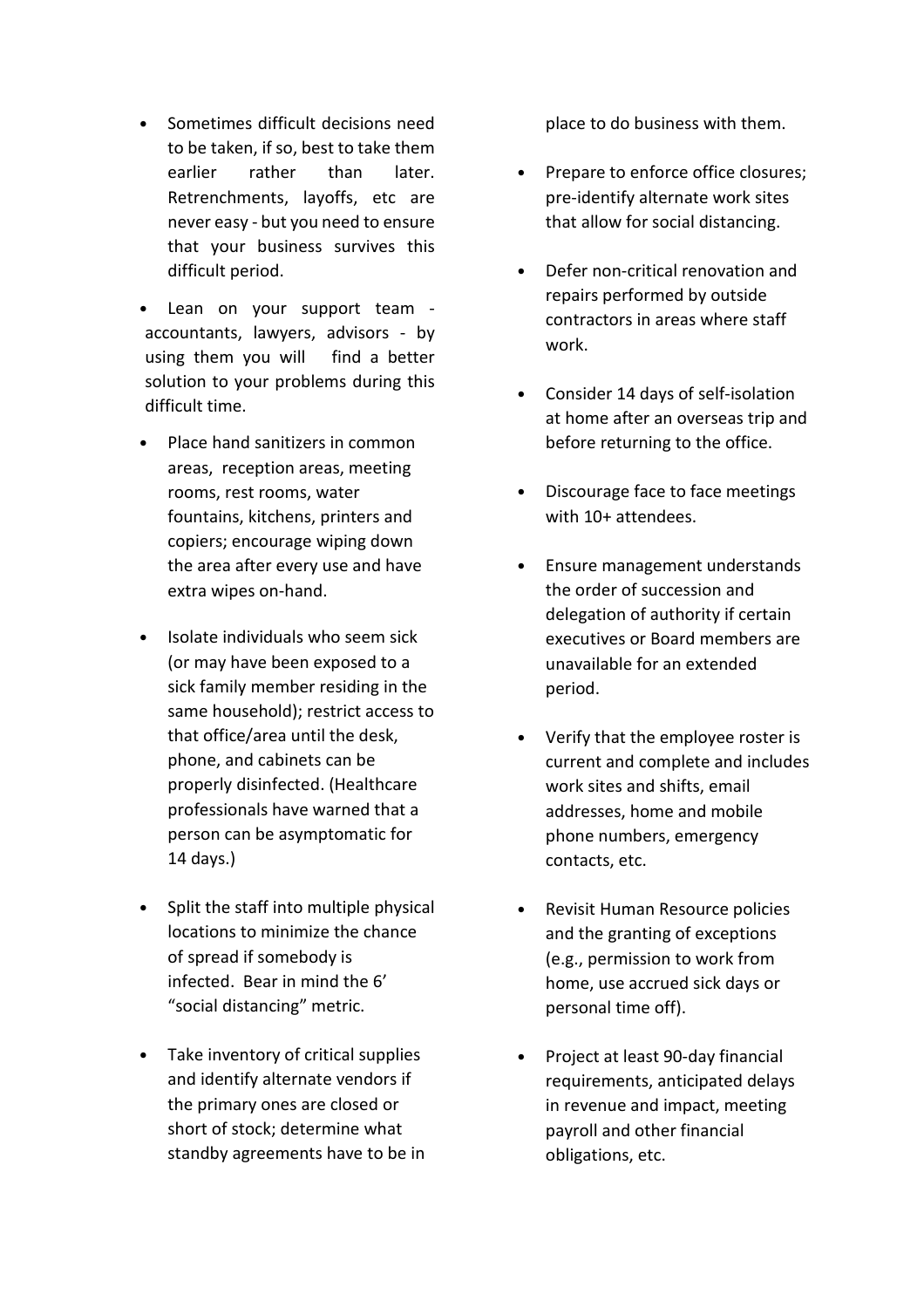- Sometimes difficult decisions need to be taken, if so, best to take them earlier rather than later. Retrenchments, layoffs, etc are never easy - but you need to ensure that your business survives this difficult period.
- Lean on your support team - accountants, lawyers, advisors - by using them you will find a better solution to your problems during this difficult time.
- Place hand sanitizers in common areas, reception areas, meeting rooms, rest rooms, water fountains, kitchens, printers and copiers; encourage wiping down the area after every use and have extra wipes on-hand.
- Isolate individuals who seem sick (or may have been exposed to a sick family member residing in the same household); restrict access to that office/area until the desk, phone, and cabinets can be properly disinfected. (Healthcare professionals have warned that a person can be asymptomatic for 14 days.)
- Split the staff into multiple physical locations to minimize the chance of spread if somebody is infected. Bear in mind the 6' "social distancing" metric.
- Take inventory of critical supplies and identify alternate vendors if the primary ones are closed or short of stock; determine what standby agreements have to be in place to do business with them.
- Prepare to enforce office closures; pre-identify alternate work sites that allow for social distancing.
- Defer non-critical renovation and repairs performed by outside contractors in areas where staff work.
- Consider 14 days of self-isolation at home after an overseas trip and before returning to the office.
- Discourage face to face meetings with 10+ attendees.
- Ensure management understands the order of succession and delegation of authority if certain executives or Board members are unavailable for an extended period.
- Verify that the employee roster is current and complete and includes work sites and shifts, email addresses, home and mobile phone numbers, emergency contacts, etc.
- Revisit Human Resource policies and the granting of exceptions (e.g., permission to work from home, use accrued sick days or personal time off).
- Project at least 90-day financial requirements, anticipated delays in revenue and impact, meeting payroll and other financial obligations, etc.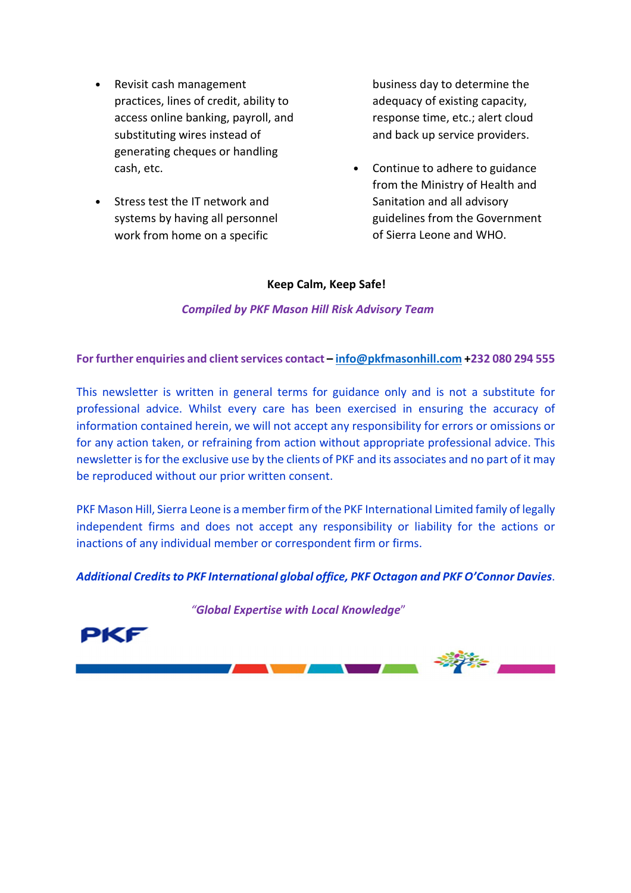- Revisit cash management practices, lines of credit, ability to access online banking, payroll, and substituting wires instead of generating cheques or handling cash, etc.

- Stress test the IT network and systems by having all personnel work from home on a specific business day to determine the adequacy of existing capacity, response time, etc.; alert cloud and back up service providers.

- Continue to adhere to guidance from the Ministry of Health and Sanitation and all advisory guidelines from the Government of Sierra Leone and WHO.

**Keep Calm, Keep Safe!**

***Compiled by PKF Mason Hill Risk Advisory Team***

**For further enquiries and client services contact – info@pkfmasonhill.com +232 080 294 555**

This newsletter is written in general terms for guidance only and is not a substitute for professional advice. Whilst every care has been exercised in ensuring the accuracy of information contained herein, we will not accept any responsibility for errors or omissions or for any action taken, or refraining from action without appropriate professional advice. This newsletter is for the exclusive use by the clients of PKF and its associates and no part of it may be reproduced without our prior written consent.

PKF Mason Hill, Sierra Leone is a member firm of the PKF International Limited family of legally independent firms and does not accept any responsibility or liability for the actions or inactions of any individual member or correspondent firm or firms.

***Additional Credits to PKF International global office, PKF Octagon and PKF O'Connor Davies*.**

*"Global Expertise with Local Knowledge"*

PKF